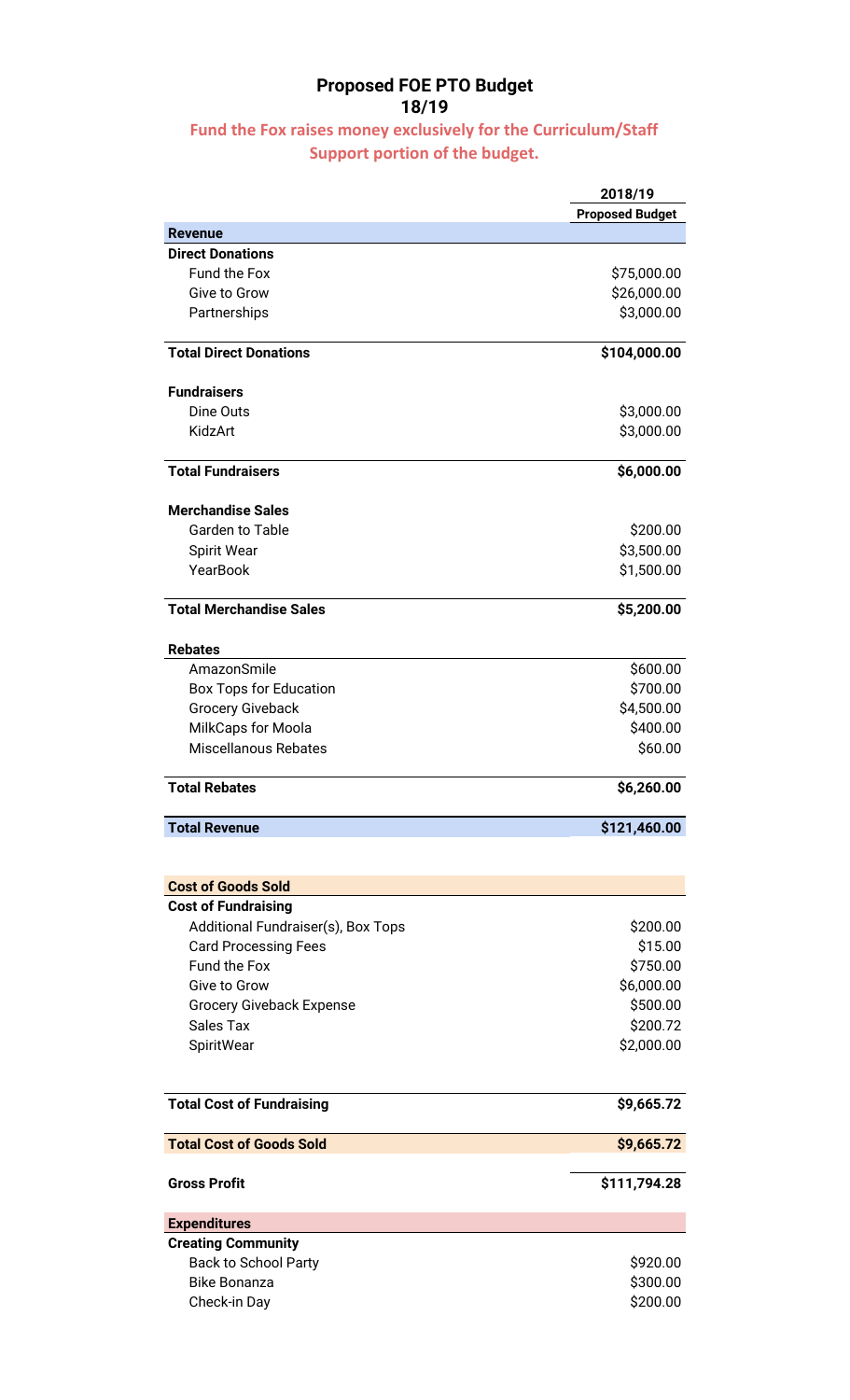# Proposed FOE PTO Budget
## 18/19

**Fund the Fox raises money exclusively for the Curriculum/Staff Support portion of the budget.**

| | 2018/19 Proposed Budget |
|---|---|
| **Revenue** | |
| **Direct Donations** | |
| Fund the Fox | $75,000.00 |
| Give to Grow | $26,000.00 |
| Partnerships | $3,000.00 |
| **Total Direct Donations** | **$104,000.00** |
| **Fundraisers** | |
| Dine Outs | $3,000.00 |
| KidzArt | $3,000.00 |
| **Total Fundraisers** | **$6,000.00** |
| **Merchandise Sales** | |
| Garden to Table | $200.00 |
| Spirit Wear | $3,500.00 |
| YearBook | $1,500.00 |
| **Total Merchandise Sales** | **$5,200.00** |
| **Rebates** | |
| AmazonSmile | $600.00 |
| Box Tops for Education | $700.00 |
| Grocery Giveback | $4,500.00 |
| MilkCaps for Moola | $400.00 |
| Miscellanous Rebates | $60.00 |
| **Total Rebates** | **$6,260.00** |
| **Total Revenue** | **$121,460.00** |
| **Cost of Goods Sold** | |
| **Cost of Fundraising** | |
| Additional Fundraiser(s), Box Tops | $200.00 |
| Card Processing Fees | $15.00 |
| Fund the Fox | $750.00 |
| Give to Grow | $6,000.00 |
| Grocery Giveback Expense | $500.00 |
| Sales Tax | $200.72 |
| SpiritWear | $2,000.00 |
| **Total Cost of Fundraising** | **$9,665.72** |
| **Total Cost of Goods Sold** | **$9,665.72** |
| **Gross Profit** | **$111,794.28** |
| **Expenditures** | |
| **Creating Community** | |
| Back to School Party | $920.00 |
| Bike Bonanza | $300.00 |
| Check-in Day | $200.00 |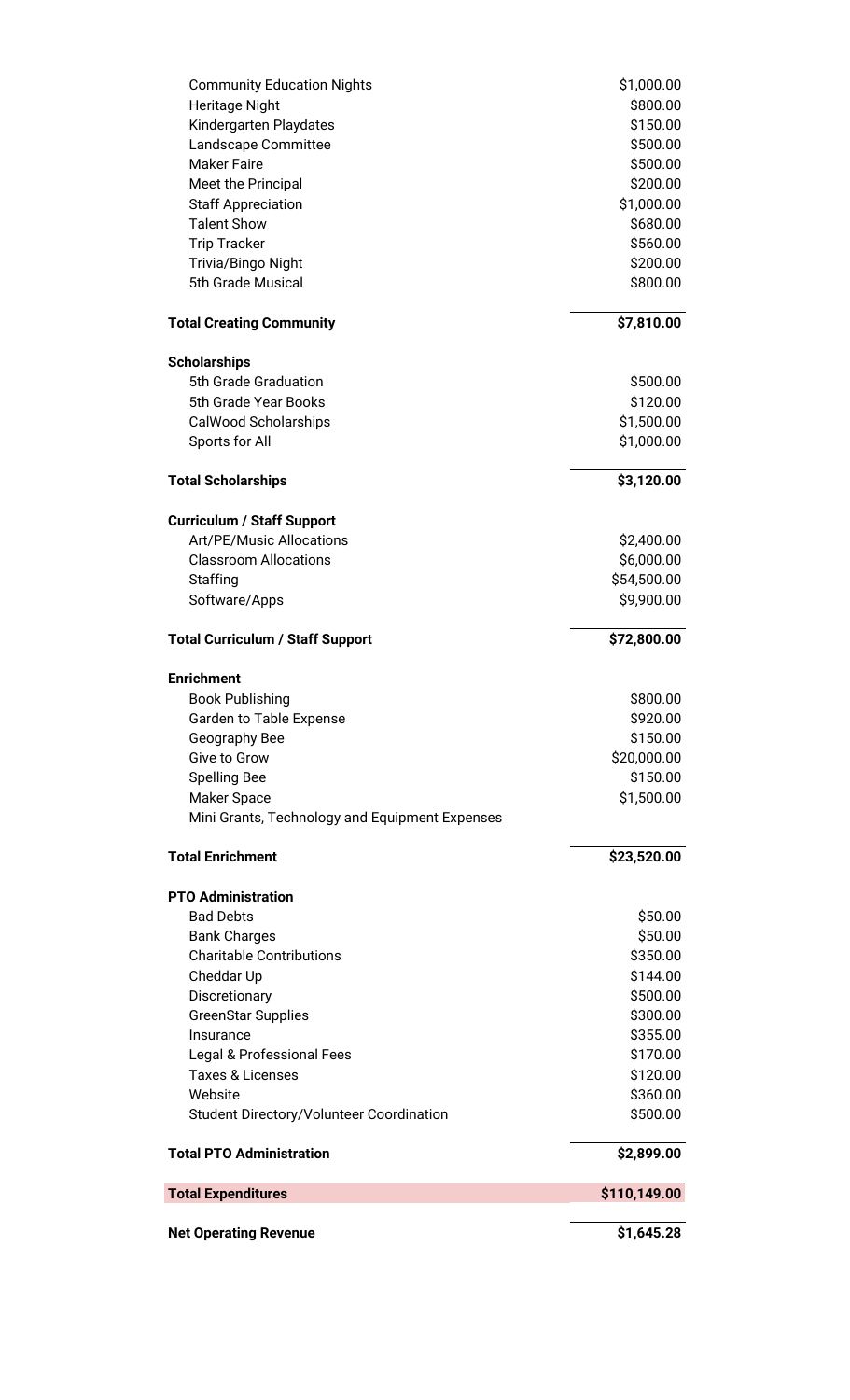| | |
|---|---|
| Community Education Nights | $1,000.00 |
| Heritage Night | $800.00 |
| Kindergarten Playdates | $150.00 |
| Landscape Committee | $500.00 |
| Maker Faire | $500.00 |
| Meet the Principal | $200.00 |
| Staff Appreciation | $1,000.00 |
| Talent Show | $680.00 |
| Trip Tracker | $560.00 |
| Trivia/Bingo Night | $200.00 |
| 5th Grade Musical | $800.00 |
| **Total Creating Community** | **$7,810.00** |
| **Scholarships** | |
| 5th Grade Graduation | $500.00 |
| 5th Grade Year Books | $120.00 |
| CalWood Scholarships | $1,500.00 |
| Sports for All | $1,000.00 |
| **Total Scholarships** | **$3,120.00** |
| **Curriculum / Staff Support** | |
| Art/PE/Music Allocations | $2,400.00 |
| Classroom Allocations | $6,000.00 |
| Staffing | $54,500.00 |
| Software/Apps | $9,900.00 |
| **Total Curriculum / Staff Support** | **$72,800.00** |
| **Enrichment** | |
| Book Publishing | $800.00 |
| Garden to Table Expense | $920.00 |
| Geography Bee | $150.00 |
| Give to Grow | $20,000.00 |
| Spelling Bee | $150.00 |
| Maker Space | $1,500.00 |
| Mini Grants, Technology and Equipment Expenses | |
| **Total Enrichment** | **$23,520.00** |
| **PTO Administration** | |
| Bad Debts | $50.00 |
| Bank Charges | $50.00 |
| Charitable Contributions | $350.00 |
| Cheddar Up | $144.00 |
| Discretionary | $500.00 |
| GreenStar Supplies | $300.00 |
| Insurance | $355.00 |
| Legal & Professional Fees | $170.00 |
| Taxes & Licenses | $120.00 |
| Website | $360.00 |
| Student Directory/Volunteer Coordination | $500.00 |
| **Total PTO Administration** | **$2,899.00** |
| **Total Expenditures** | **$110,149.00** |
| **Net Operating Revenue** | **$1,645.28** |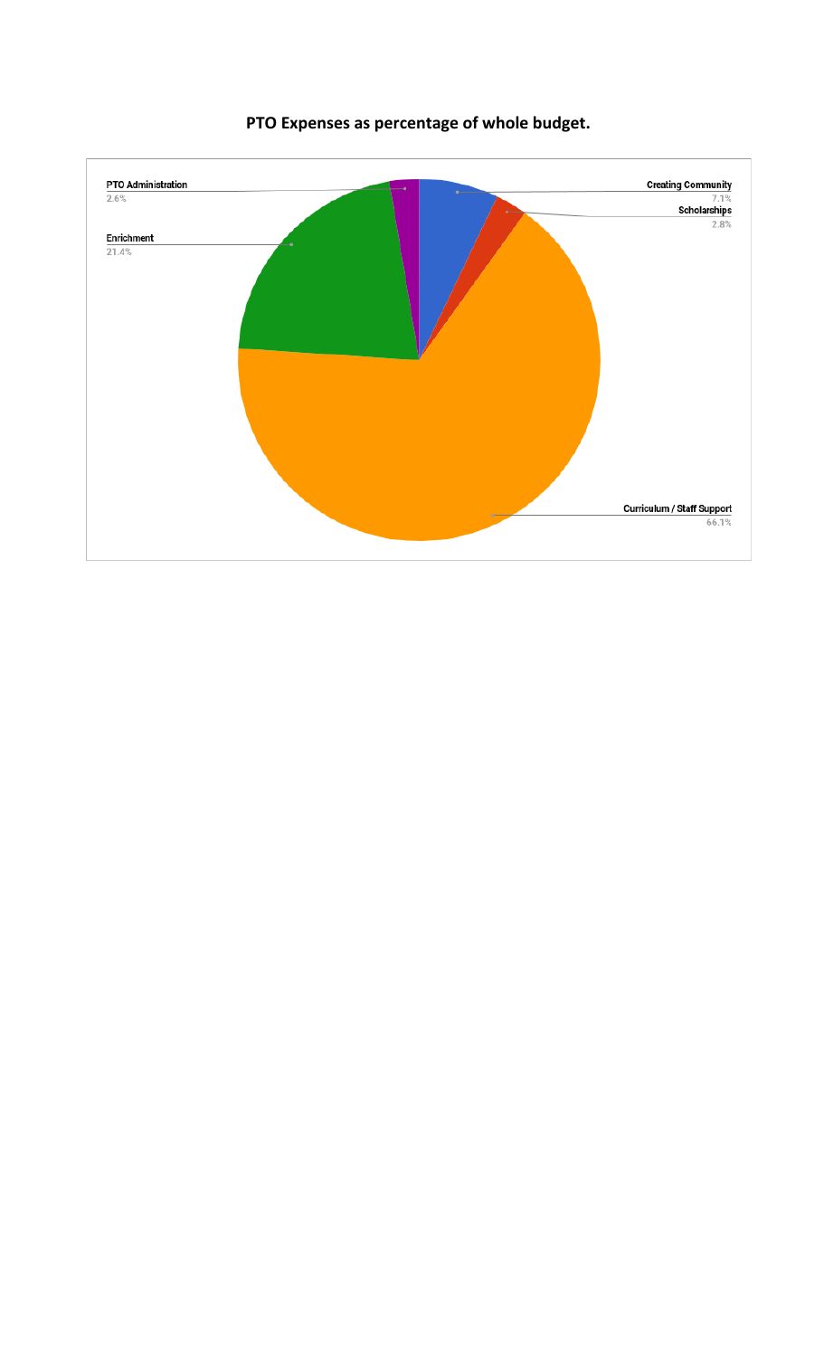**PTO Expenses as percentage of whole budget.**

PTO Administration
2.6%

Enrichment
21.4%

Creating Community
7.1%

Scholarships
2.8%

Curriculum / Staff Support
66.1%